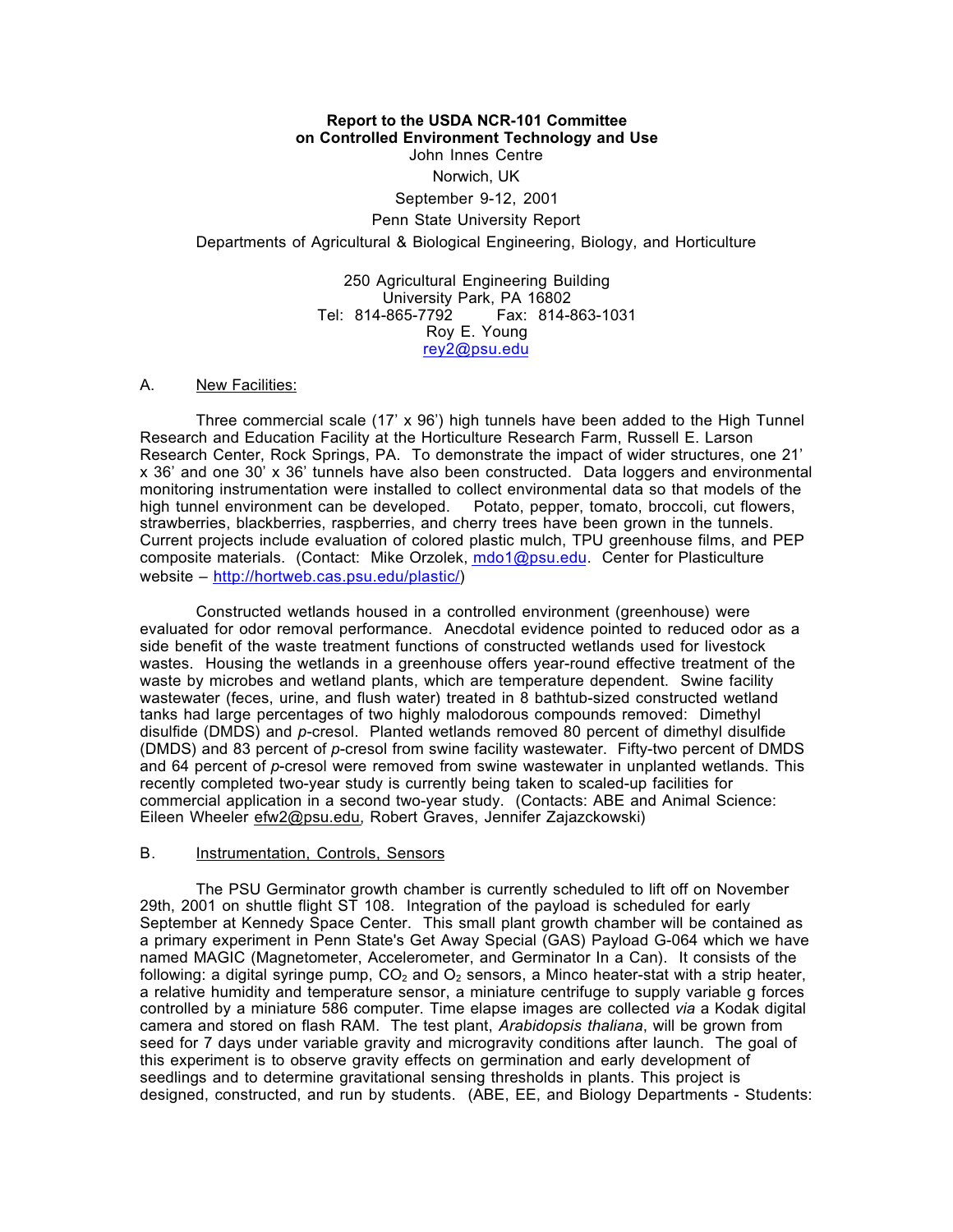**Report to the USDA NCR-101 Committee**
**on Controlled Environment Technology and Use**

John Innes Centre

Norwich, UK

September 9-12, 2001

Penn State University Report

Departments of Agricultural & Biological Engineering, Biology, and Horticulture

250 Agricultural Engineering Building
University Park, PA 16802
Tel: 814-865-7792 Fax: 814-863-1031
Roy E. Young
rey2@psu.edu

## A. New Facilities:

Three commercial scale (17' x 96') high tunnels have been added to the High Tunnel Research and Education Facility at the Horticulture Research Farm, Russell E. Larson Research Center, Rock Springs, PA. To demonstrate the impact of wider structures, one 21' x 36' and one 30' x 36' tunnels have also been constructed. Data loggers and environmental monitoring instrumentation were installed to collect environmental data so that models of the high tunnel environment can be developed. Potato, pepper, tomato, broccoli, cut flowers, strawberries, blackberries, raspberries, and cherry trees have been grown in the tunnels. Current projects include evaluation of colored plastic mulch, TPU greenhouse films, and PEP composite materials. (Contact: Mike Orzolek, mdo1@psu.edu. Center for Plasticulture website – http://hortweb.cas.psu.edu/plastic/)

Constructed wetlands housed in a controlled environment (greenhouse) were evaluated for odor removal performance. Anecdotal evidence pointed to reduced odor as a side benefit of the waste treatment functions of constructed wetlands used for livestock wastes. Housing the wetlands in a greenhouse offers year-round effective treatment of the waste by microbes and wetland plants, which are temperature dependent. Swine facility wastewater (feces, urine, and flush water) treated in 8 bathtub-sized constructed wetland tanks had large percentages of two highly malodorous compounds removed: Dimethyl disulfide (DMDS) and *p*-cresol. Planted wetlands removed 80 percent of dimethyl disulfide (DMDS) and 83 percent of *p*-cresol from swine facility wastewater. Fifty-two percent of DMDS and 64 percent of *p*-cresol were removed from swine wastewater in unplanted wetlands. This recently completed two-year study is currently being taken to scaled-up facilities for commercial application in a second two-year study. (Contacts: ABE and Animal Science: Eileen Wheeler efw2@psu.edu, Robert Graves, Jennifer Zajazckowski)

## B. Instrumentation, Controls, Sensors

The PSU Germinator growth chamber is currently scheduled to lift off on November 29th, 2001 on shuttle flight ST 108. Integration of the payload is scheduled for early September at Kennedy Space Center. This small plant growth chamber will be contained as a primary experiment in Penn State's Get Away Special (GAS) Payload G-064 which we have named MAGIC (Magnetometer, Accelerometer, and Germinator In a Can). It consists of the following: a digital syringe pump, $CO_2$ and $O_2$ sensors, a Minco heater-stat with a strip heater, a relative humidity and temperature sensor, a miniature centrifuge to supply variable g forces controlled by a miniature 586 computer. Time elapse images are collected *via* a Kodak digital camera and stored on flash RAM. The test plant, *Arabidopsis thaliana*, will be grown from seed for 7 days under variable gravity and microgravity conditions after launch. The goal of this experiment is to observe gravity effects on germination and early development of seedlings and to determine gravitational sensing thresholds in plants. This project is designed, constructed, and run by students. (ABE, EE, and Biology Departments - Students: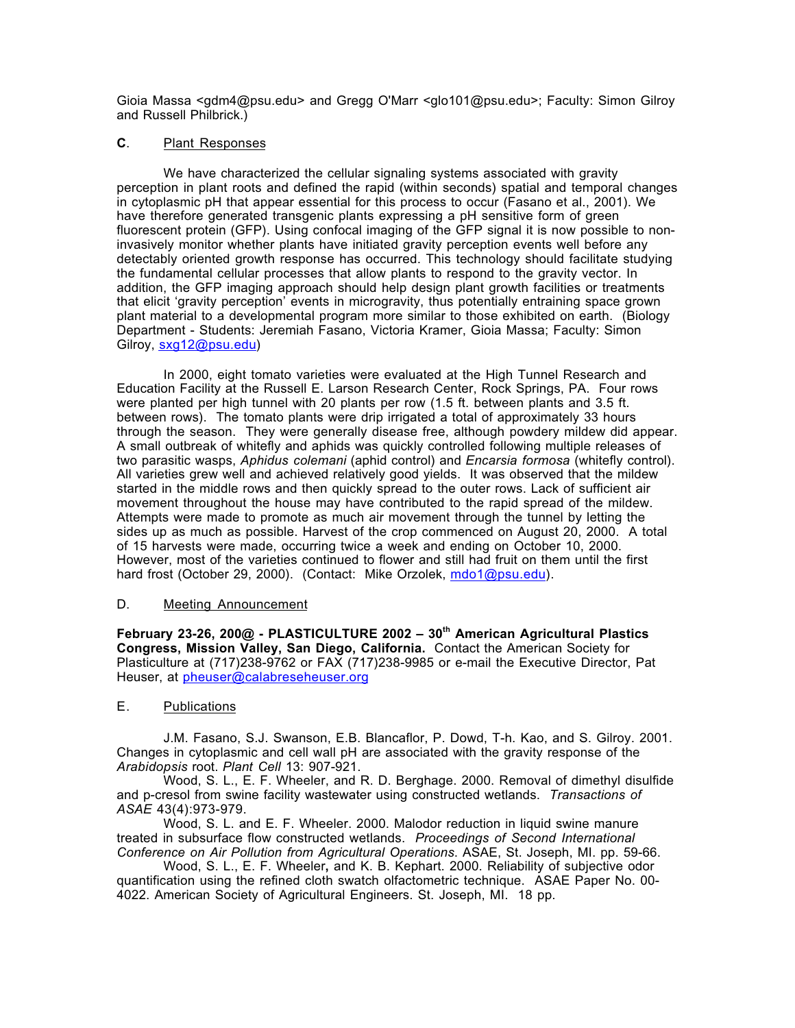Gioia Massa <gdm4@psu.edu> and Gregg O'Marr <glo101@psu.edu>; Faculty: Simon Gilroy and Russell Philbrick.)

**C**. Plant Responses

We have characterized the cellular signaling systems associated with gravity perception in plant roots and defined the rapid (within seconds) spatial and temporal changes in cytoplasmic pH that appear essential for this process to occur (Fasano et al., 2001). We have therefore generated transgenic plants expressing a pH sensitive form of green fluorescent protein (GFP). Using confocal imaging of the GFP signal it is now possible to non-invasively monitor whether plants have initiated gravity perception events well before any detectably oriented growth response has occurred. This technology should facilitate studying the fundamental cellular processes that allow plants to respond to the gravity vector. In addition, the GFP imaging approach should help design plant growth facilities or treatments that elicit 'gravity perception' events in microgravity, thus potentially entraining space grown plant material to a developmental program more similar to those exhibited on earth. (Biology Department - Students: Jeremiah Fasano, Victoria Kramer, Gioia Massa; Faculty: Simon Gilroy, sxg12@psu.edu)

In 2000, eight tomato varieties were evaluated at the High Tunnel Research and Education Facility at the Russell E. Larson Research Center, Rock Springs, PA. Four rows were planted per high tunnel with 20 plants per row (1.5 ft. between plants and 3.5 ft. between rows). The tomato plants were drip irrigated a total of approximately 33 hours through the season. They were generally disease free, although powdery mildew did appear. A small outbreak of whitefly and aphids was quickly controlled following multiple releases of two parasitic wasps, *Aphidus colemani* (aphid control) and *Encarsia formosa* (whitefly control). All varieties grew well and achieved relatively good yields. It was observed that the mildew started in the middle rows and then quickly spread to the outer rows. Lack of sufficient air movement throughout the house may have contributed to the rapid spread of the mildew. Attempts were made to promote as much air movement through the tunnel by letting the sides up as much as possible. Harvest of the crop commenced on August 20, 2000. A total of 15 harvests were made, occurring twice a week and ending on October 10, 2000. However, most of the varieties continued to flower and still had fruit on them until the first hard frost (October 29, 2000). (Contact: Mike Orzolek, mdo1@psu.edu).

D. Meeting Announcement

**February 23-26, 200@ - PLASTICULTURE 2002 – 30th American Agricultural Plastics Congress, Mission Valley, San Diego, California.** Contact the American Society for Plasticulture at (717)238-9762 or FAX (717)238-9985 or e-mail the Executive Director, Pat Heuser, at pheuser@calabreseheuser.org

E. Publications

J.M. Fasano, S.J. Swanson, E.B. Blancaflor, P. Dowd, T-h. Kao, and S. Gilroy. 2001. Changes in cytoplasmic and cell wall pH are associated with the gravity response of the *Arabidopsis* root. *Plant Cell* 13: 907-921.

Wood, S. L., E. F. Wheeler, and R. D. Berghage. 2000. Removal of dimethyl disulfide and p-cresol from swine facility wastewater using constructed wetlands. *Transactions of ASAE* 43(4):973-979.

Wood, S. L. and E. F. Wheeler. 2000. Malodor reduction in liquid swine manure treated in subsurface flow constructed wetlands. *Proceedings of Second International Conference on Air Pollution from Agricultural Operations.* ASAE, St. Joseph, MI. pp. 59-66.

Wood, S. L., E. F. Wheeler**,** and K. B. Kephart. 2000. Reliability of subjective odor quantification using the refined cloth swatch olfactometric technique. ASAE Paper No. 00-4022. American Society of Agricultural Engineers. St. Joseph, MI. 18 pp.